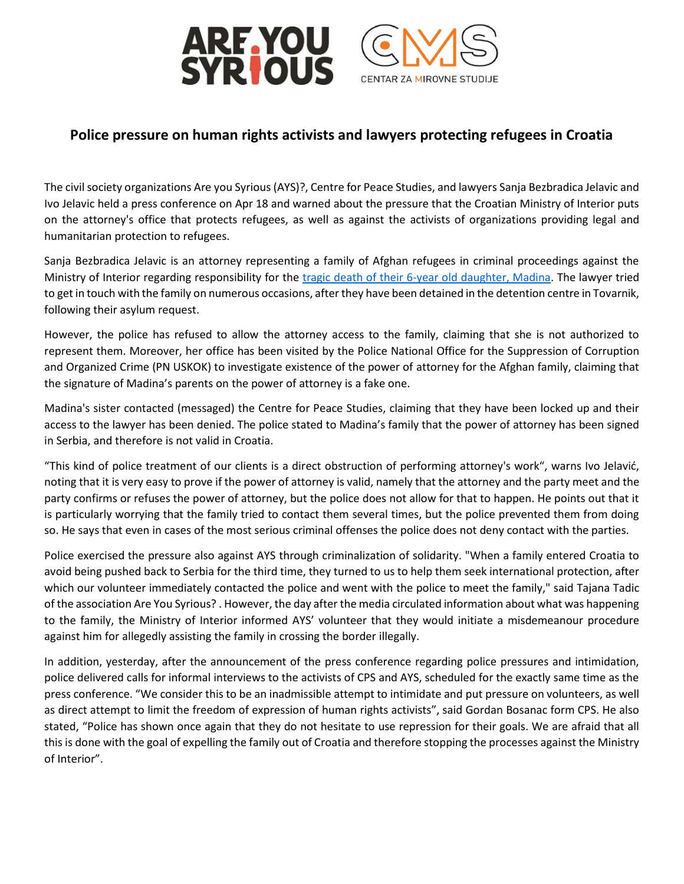# Police pressure on human rights activists and lawyers protecting refugees in Croatia

The civil society organizations Are you Syrious (AYS)?, Centre for Peace Studies, and lawyers Sanja Bezbradica Jelavic and Ivo Jelavic held a press conference on Apr 18 and warned about the pressure that the Croatian Ministry of Interior puts on the attorney's office that protects refugees, as well as against the activists of organizations providing legal and humanitarian protection to refugees.

Sanja Bezbradica Jelavic is an attorney representing a family of Afghan refugees in criminal proceedings against the Ministry of Interior regarding responsibility for the tragic death of their 6-year old daughter, Madina. The lawyer tried to get in touch with the family on numerous occasions, after they have been detained in the detention centre in Tovarnik, following their asylum request.

However, the police has refused to allow the attorney access to the family, claiming that she is not authorized to represent them. Moreover, her office has been visited by the Police National Office for the Suppression of Corruption and Organized Crime (PN USKOK) to investigate existence of the power of attorney for the Afghan family, claiming that the signature of Madina's parents on the power of attorney is a fake one.

Madina's sister contacted (messaged) the Centre for Peace Studies, claiming that they have been locked up and their access to the lawyer has been denied. The police stated to Madina's family that the power of attorney has been signed in Serbia, and therefore is not valid in Croatia.

"This kind of police treatment of our clients is a direct obstruction of performing attorney's work", warns Ivo Jelavić, noting that it is very easy to prove if the power of attorney is valid, namely that the attorney and the party meet and the party confirms or refuses the power of attorney, but the police does not allow for that to happen. He points out that it is particularly worrying that the family tried to contact them several times, but the police prevented them from doing so. He says that even in cases of the most serious criminal offenses the police does not deny contact with the parties.

Police exercised the pressure also against AYS through criminalization of solidarity. "When a family entered Croatia to avoid being pushed back to Serbia for the third time, they turned to us to help them seek international protection, after which our volunteer immediately contacted the police and went with the police to meet the family," said Tajana Tadic of the association Are You Syrious? . However, the day after the media circulated information about what was happening to the family, the Ministry of Interior informed AYS' volunteer that they would initiate a misdemeanour procedure against him for allegedly assisting the family in crossing the border illegally.

In addition, yesterday, after the announcement of the press conference regarding police pressures and intimidation, police delivered calls for informal interviews to the activists of CPS and AYS, scheduled for the exactly same time as the press conference. "We consider this to be an inadmissible attempt to intimidate and put pressure on volunteers, as well as direct attempt to limit the freedom of expression of human rights activists", said Gordan Bosanac form CPS. He also stated, "Police has shown once again that they do not hesitate to use repression for their goals. We are afraid that all this is done with the goal of expelling the family out of Croatia and therefore stopping the processes against the Ministry of Interior".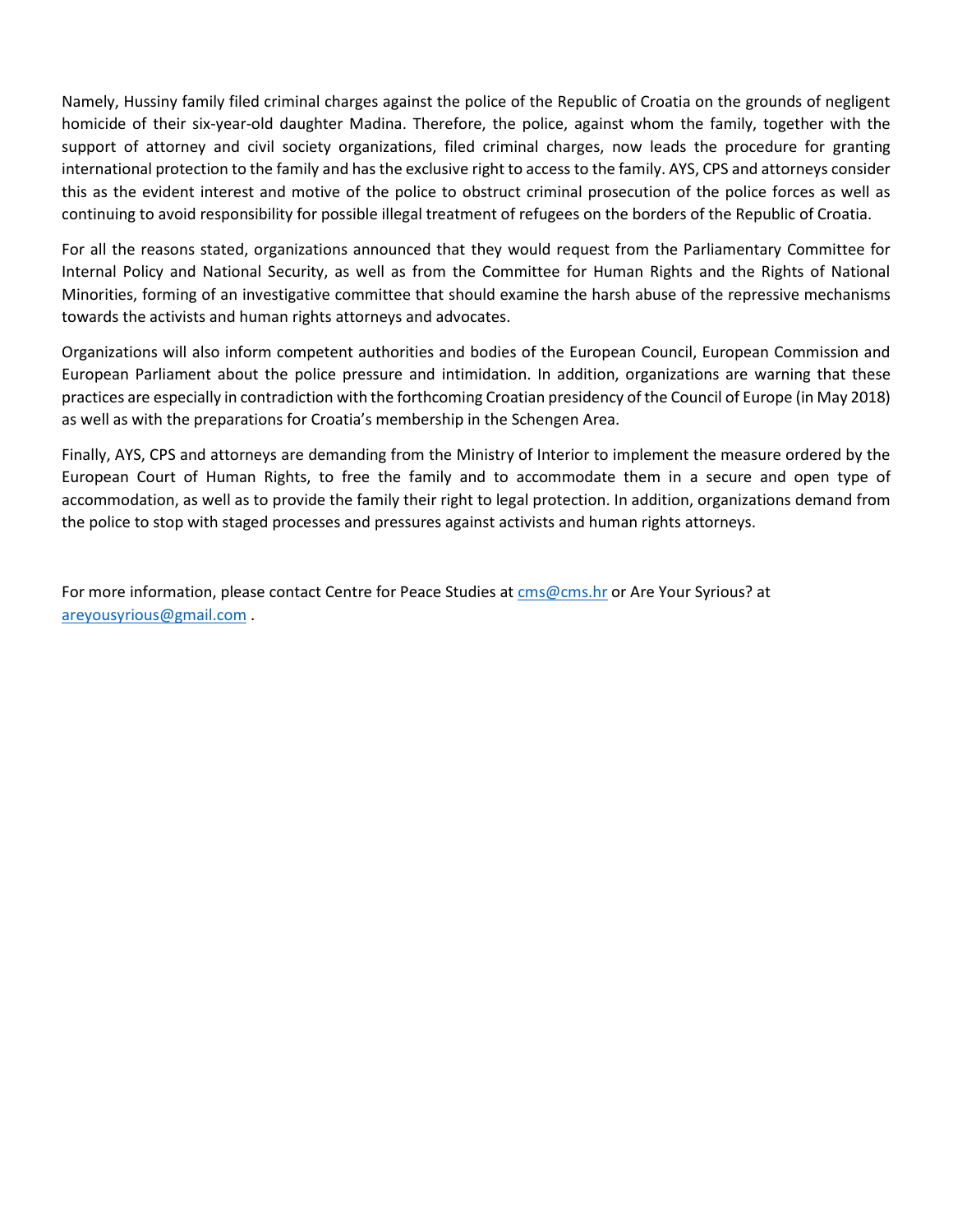Namely, Hussiny family filed criminal charges against the police of the Republic of Croatia on the grounds of negligent homicide of their six-year-old daughter Madina. Therefore, the police, against whom the family, together with the support of attorney and civil society organizations, filed criminal charges, now leads the procedure for granting international protection to the family and has the exclusive right to access to the family. AYS, CPS and attorneys consider this as the evident interest and motive of the police to obstruct criminal prosecution of the police forces as well as continuing to avoid responsibility for possible illegal treatment of refugees on the borders of the Republic of Croatia.

For all the reasons stated, organizations announced that they would request from the Parliamentary Committee for Internal Policy and National Security, as well as from the Committee for Human Rights and the Rights of National Minorities, forming of an investigative committee that should examine the harsh abuse of the repressive mechanisms towards the activists and human rights attorneys and advocates.

Organizations will also inform competent authorities and bodies of the European Council, European Commission and European Parliament about the police pressure and intimidation. In addition, organizations are warning that these practices are especially in contradiction with the forthcoming Croatian presidency of the Council of Europe (in May 2018) as well as with the preparations for Croatia's membership in the Schengen Area.

Finally, AYS, CPS and attorneys are demanding from the Ministry of Interior to implement the measure ordered by the European Court of Human Rights, to free the family and to accommodate them in a secure and open type of accommodation, as well as to provide the family their right to legal protection. In addition, organizations demand from the police to stop with staged processes and pressures against activists and human rights attorneys.

For more information, please contact Centre for Peace Studies at cms@cms.hr or Are Your Syrious? at areyousyrious@gmail.com .